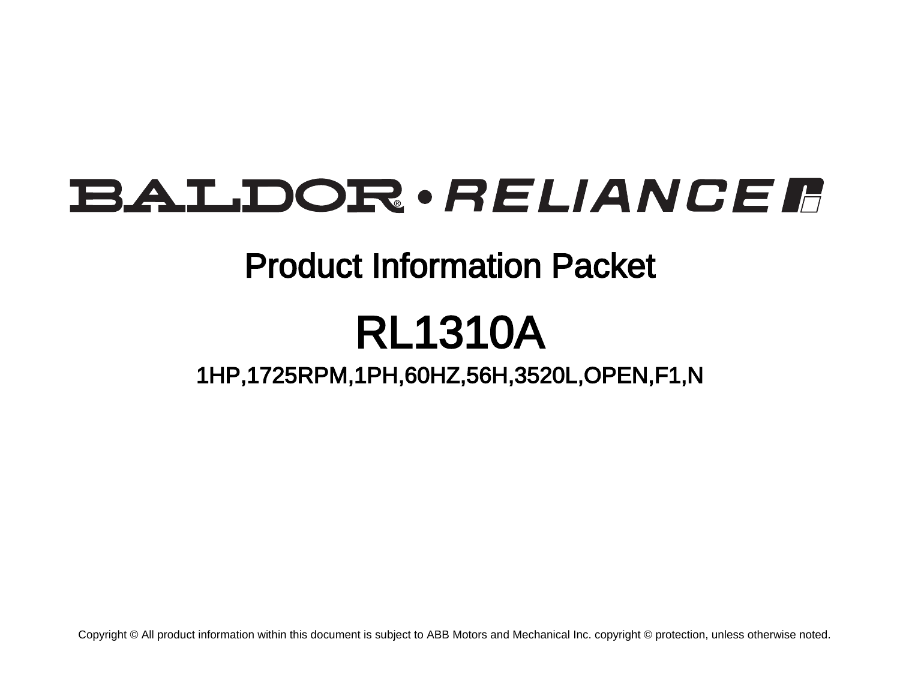# BALDOR® • RELIANCE

## Product Information Packet

# RL1310A

### 1HP,1725RPM,1PH,60HZ,56H,3520L,OPEN,F1,N

Copyright © All product information within this document is subject to ABB Motors and Mechanical Inc. copyright © protection, unless otherwise noted.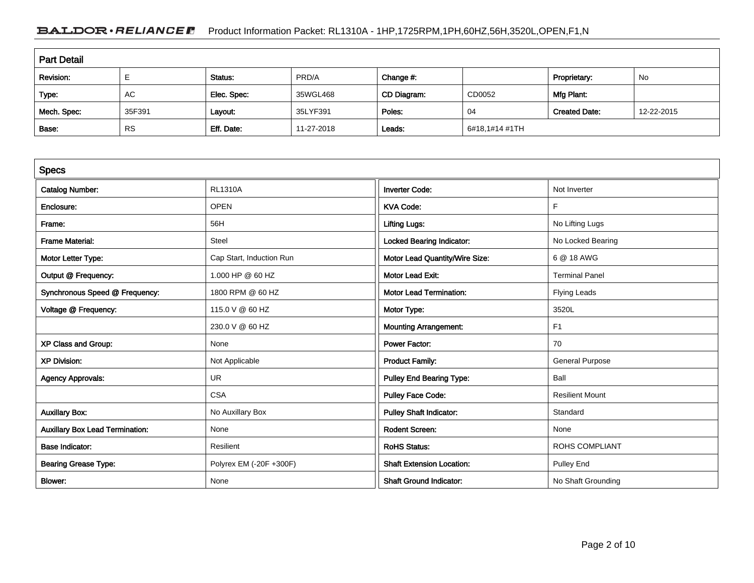## Part Detail

| Revision: | E | Status: | PRD/A | Change #: | | Proprietary: | No |
|---|---|---|---|---|---|---|---|
| Type: | AC | Elec. Spec: | 35WGL468 | CD Diagram: | CD0052 | Mfg Plant: | |
| Mech. Spec: | 35F391 | Layout: | 35LYF391 | Poles: | 04 | Created Date: | 12-22-2015 |
| Base: | RS | Eff. Date: | 11-27-2018 | Leads: | 6#18,1#14 #1TH | | |

## Specs

| | | | |
|---|---|---|---|
| Catalog Number: | RL1310A | Inverter Code: | Not Inverter |
| Enclosure: | OPEN | KVA Code: | F |
| Frame: | 56H | Lifting Lugs: | No Lifting Lugs |
| Frame Material: | Steel | Locked Bearing Indicator: | No Locked Bearing |
| Motor Letter Type: | Cap Start, Induction Run | Motor Lead Quantity/Wire Size: | 6 @ 18 AWG |
| Output @ Frequency: | 1.000 HP @ 60 HZ | Motor Lead Exit: | Terminal Panel |
| Synchronous Speed @ Frequency: | 1800 RPM @ 60 HZ | Motor Lead Termination: | Flying Leads |
| Voltage @ Frequency: | 115.0 V @ 60 HZ | Motor Type: | 3520L |
| | 230.0 V @ 60 HZ | Mounting Arrangement: | F1 |
| XP Class and Group: | None | Power Factor: | 70 |
| XP Division: | Not Applicable | Product Family: | General Purpose |
| Agency Approvals: | UR | Pulley End Bearing Type: | Ball |
| | CSA | Pulley Face Code: | Resilient Mount |
| Auxillary Box: | No Auxillary Box | Pulley Shaft Indicator: | Standard |
| Auxillary Box Lead Termination: | None | Rodent Screen: | None |
| Base Indicator: | Resilient | RoHS Status: | ROHS COMPLIANT |
| Bearing Grease Type: | Polyrex EM (-20F +300F) | Shaft Extension Location: | Pulley End |
| Blower: | None | Shaft Ground Indicator: | No Shaft Grounding |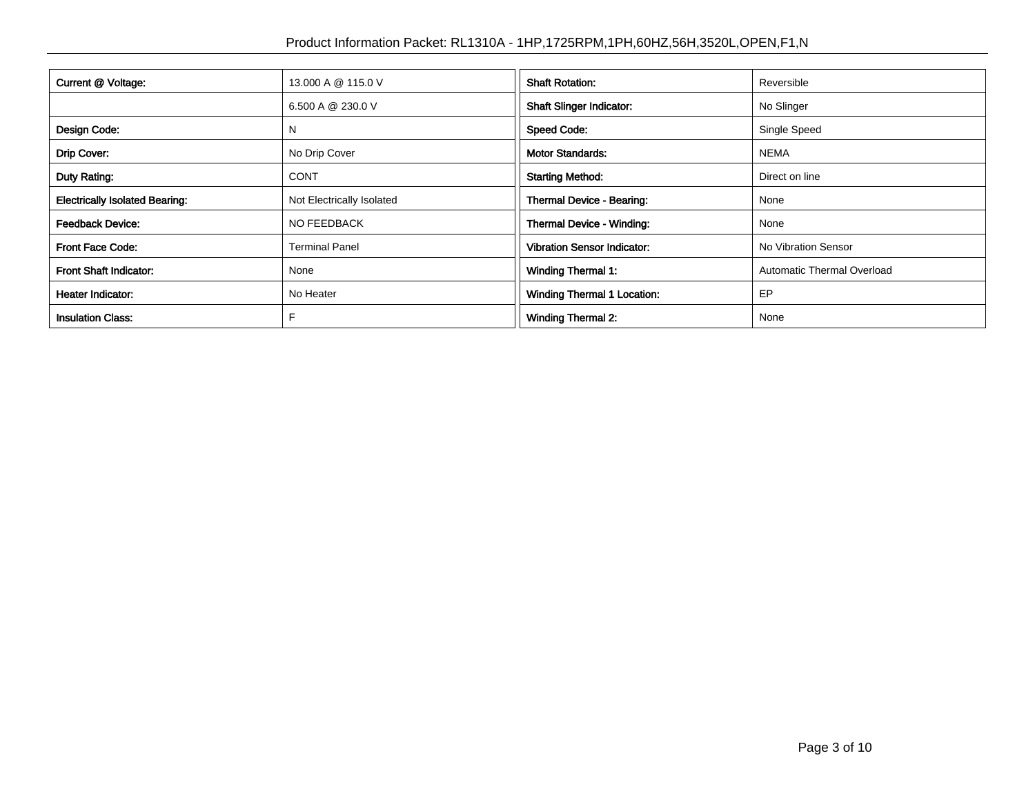| Current @ Voltage: | 13.000 A @ 115.0 V |
|---|---|
| | 6.500 A @ 230.0 V |
| Design Code: | N |
| Drip Cover: | No Drip Cover |
| Duty Rating: | CONT |
| Electrically Isolated Bearing: | Not Electrically Isolated |
| Feedback Device: | NO FEEDBACK |
| Front Face Code: | Terminal Panel |
| Front Shaft Indicator: | None |
| Heater Indicator: | No Heater |
| Insulation Class: | F |

| Shaft Rotation: | Reversible |
|---|---|
| Shaft Slinger Indicator: | No Slinger |
| Speed Code: | Single Speed |
| Motor Standards: | NEMA |
| Starting Method: | Direct on line |
| Thermal Device - Bearing: | None |
| Thermal Device - Winding: | None |
| Vibration Sensor Indicator: | No Vibration Sensor |
| Winding Thermal 1: | Automatic Thermal Overload |
| Winding Thermal 1 Location: | EP |
| Winding Thermal 2: | None |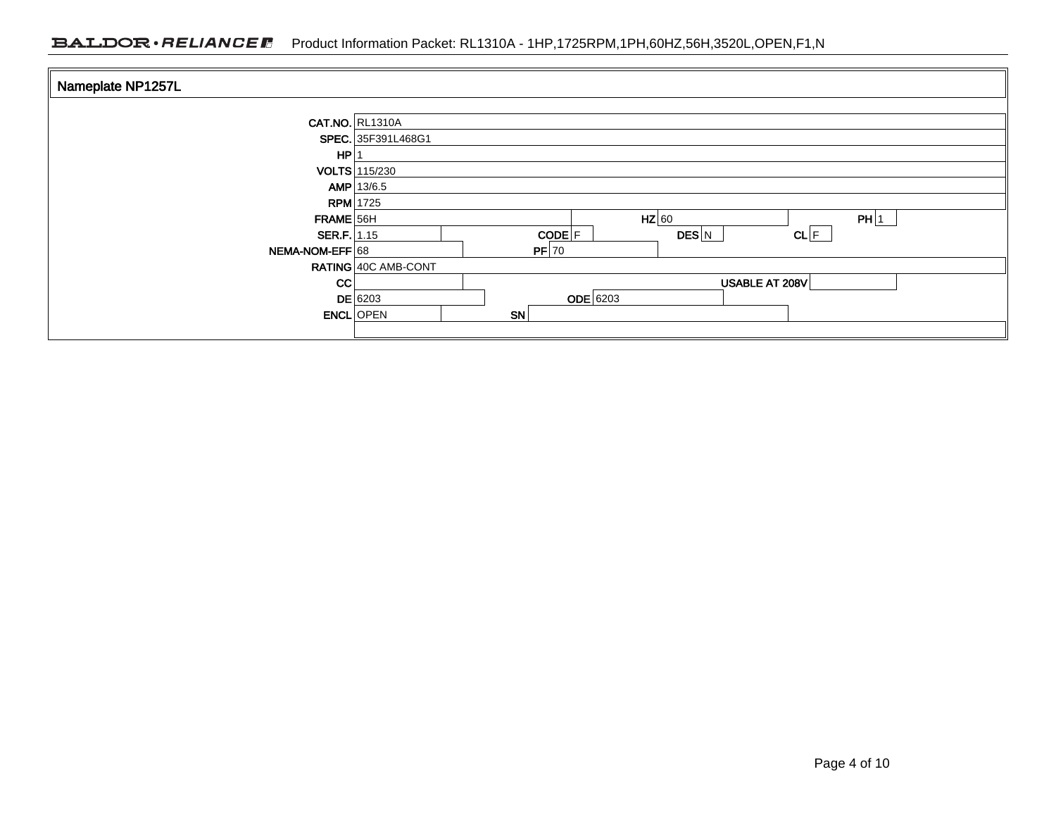## Nameplate NP1257L

| Field | Value | Field | Value | Field | Value | Field | Value |
|---|---|---|---|---|---|---|---|
| CAT.NO. | RL1310A | | | | | | |
| SPEC. | 35F391L468G1 | | | | | | |
| HP | 1 | | | | | | |
| VOLTS | 115/230 | | | | | | |
| AMP | 13/6.5 | | | | | | |
| RPM | 1725 | | | | | | |
| FRAME | 56H | HZ | 60 | PH | 1 | | |
| SER.F. | 1.15 | CODE | F | DES | N | CL | F |
| NEMA-NOM-EFF | 68 | PF | 70 | | | | |
| RATING | 40C AMB-CONT | | | | | | |
| CC | | USABLE AT 208V | | | | | |
| DE | 6203 | ODE | 6203 | | | | |
| ENCL | OPEN | SN | | | | | |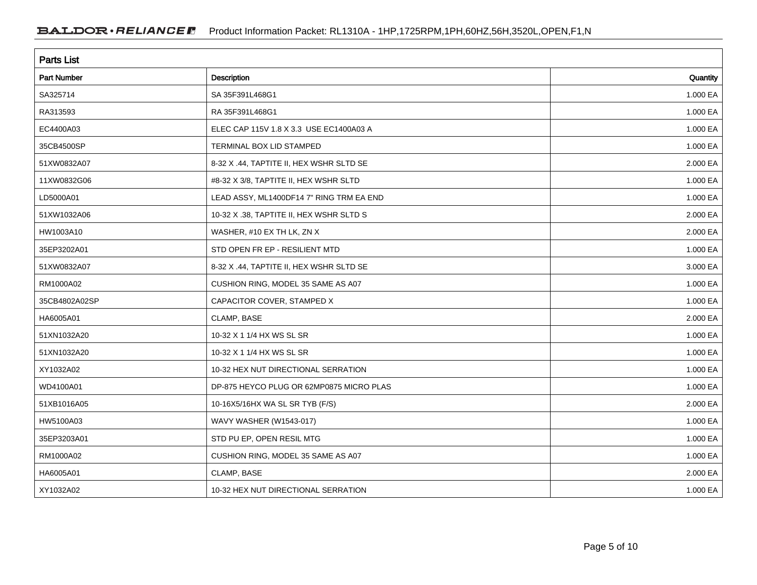## Parts List

| Part Number | Description | Quantity |
| --- | --- | --- |
| SA325714 | SA 35F391L468G1 | 1.000 EA |
| RA313593 | RA 35F391L468G1 | 1.000 EA |
| EC4400A03 | ELEC CAP 115V 1.8 X 3.3 USE EC1400A03 A | 1.000 EA |
| 35CB4500SP | TERMINAL BOX LID STAMPED | 1.000 EA |
| 51XW0832A07 | 8-32 X .44, TAPTITE II, HEX WSHR SLTD SE | 2.000 EA |
| 11XW0832G06 | #8-32 X 3/8, TAPTITE II, HEX WSHR SLTD | 1.000 EA |
| LD5000A01 | LEAD ASSY, ML1400DF14 7" RING TRM EA END | 1.000 EA |
| 51XW1032A06 | 10-32 X .38, TAPTITE II, HEX WSHR SLTD S | 2.000 EA |
| HW1003A10 | WASHER, #10 EX TH LK, ZN X | 2.000 EA |
| 35EP3202A01 | STD OPEN FR EP - RESILIENT MTD | 1.000 EA |
| 51XW0832A07 | 8-32 X .44, TAPTITE II, HEX WSHR SLTD SE | 3.000 EA |
| RM1000A02 | CUSHION RING, MODEL 35 SAME AS A07 | 1.000 EA |
| 35CB4802A02SP | CAPACITOR COVER, STAMPED X | 1.000 EA |
| HA6005A01 | CLAMP, BASE | 2.000 EA |
| 51XN1032A20 | 10-32 X 1 1/4 HX WS SL SR | 1.000 EA |
| 51XN1032A20 | 10-32 X 1 1/4 HX WS SL SR | 1.000 EA |
| XY1032A02 | 10-32 HEX NUT DIRECTIONAL SERRATION | 1.000 EA |
| WD4100A01 | DP-875 HEYCO PLUG OR 62MP0875 MICRO PLAS | 1.000 EA |
| 51XB1016A05 | 10-16X5/16HX WA SL SR TYB (F/S) | 2.000 EA |
| HW5100A03 | WAVY WASHER (W1543-017) | 1.000 EA |
| 35EP3203A01 | STD PU EP, OPEN RESIL MTG | 1.000 EA |
| RM1000A02 | CUSHION RING, MODEL 35 SAME AS A07 | 1.000 EA |
| HA6005A01 | CLAMP, BASE | 2.000 EA |
| XY1032A02 | 10-32 HEX NUT DIRECTIONAL SERRATION | 1.000 EA |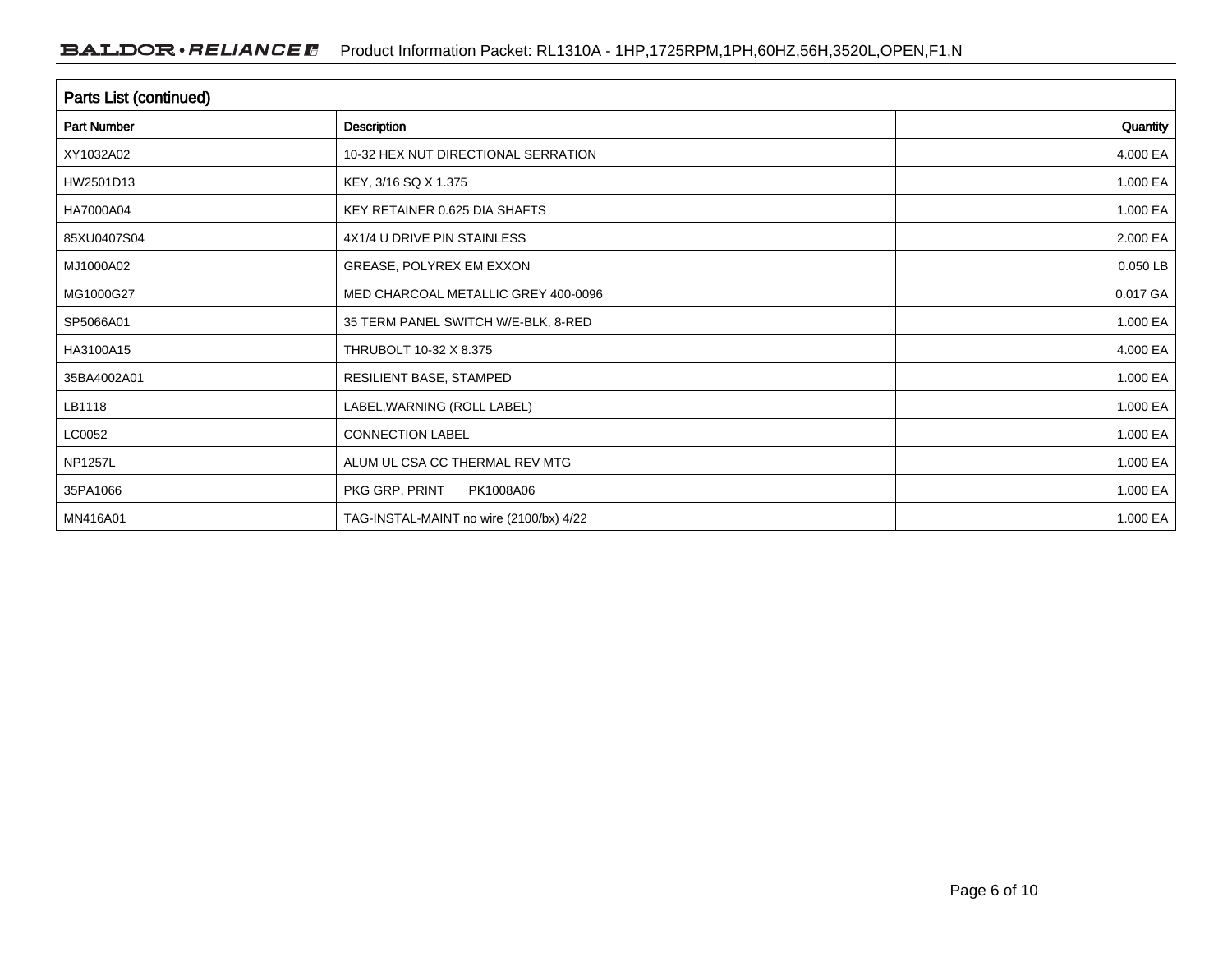## Parts List (continued)

| Part Number | Description | Quantity |
|---|---|---|
| XY1032A02 | 10-32 HEX NUT DIRECTIONAL SERRATION | 4.000 EA |
| HW2501D13 | KEY, 3/16 SQ X 1.375 | 1.000 EA |
| HA7000A04 | KEY RETAINER 0.625 DIA SHAFTS | 1.000 EA |
| 85XU0407S04 | 4X1/4 U DRIVE PIN STAINLESS | 2.000 EA |
| MJ1000A02 | GREASE, POLYREX EM EXXON | 0.050 LB |
| MG1000G27 | MED CHARCOAL METALLIC GREY 400-0096 | 0.017 GA |
| SP5066A01 | 35 TERM PANEL SWITCH W/E-BLK, 8-RED | 1.000 EA |
| HA3100A15 | THRUBOLT 10-32 X 8.375 | 4.000 EA |
| 35BA4002A01 | RESILIENT BASE, STAMPED | 1.000 EA |
| LB1118 | LABEL,WARNING (ROLL LABEL) | 1.000 EA |
| LC0052 | CONNECTION LABEL | 1.000 EA |
| NP1257L | ALUM UL CSA CC THERMAL REV MTG | 1.000 EA |
| 35PA1066 | PKG GRP, PRINT PK1008A06 | 1.000 EA |
| MN416A01 | TAG-INSTAL-MAINT no wire (2100/bx) 4/22 | 1.000 EA |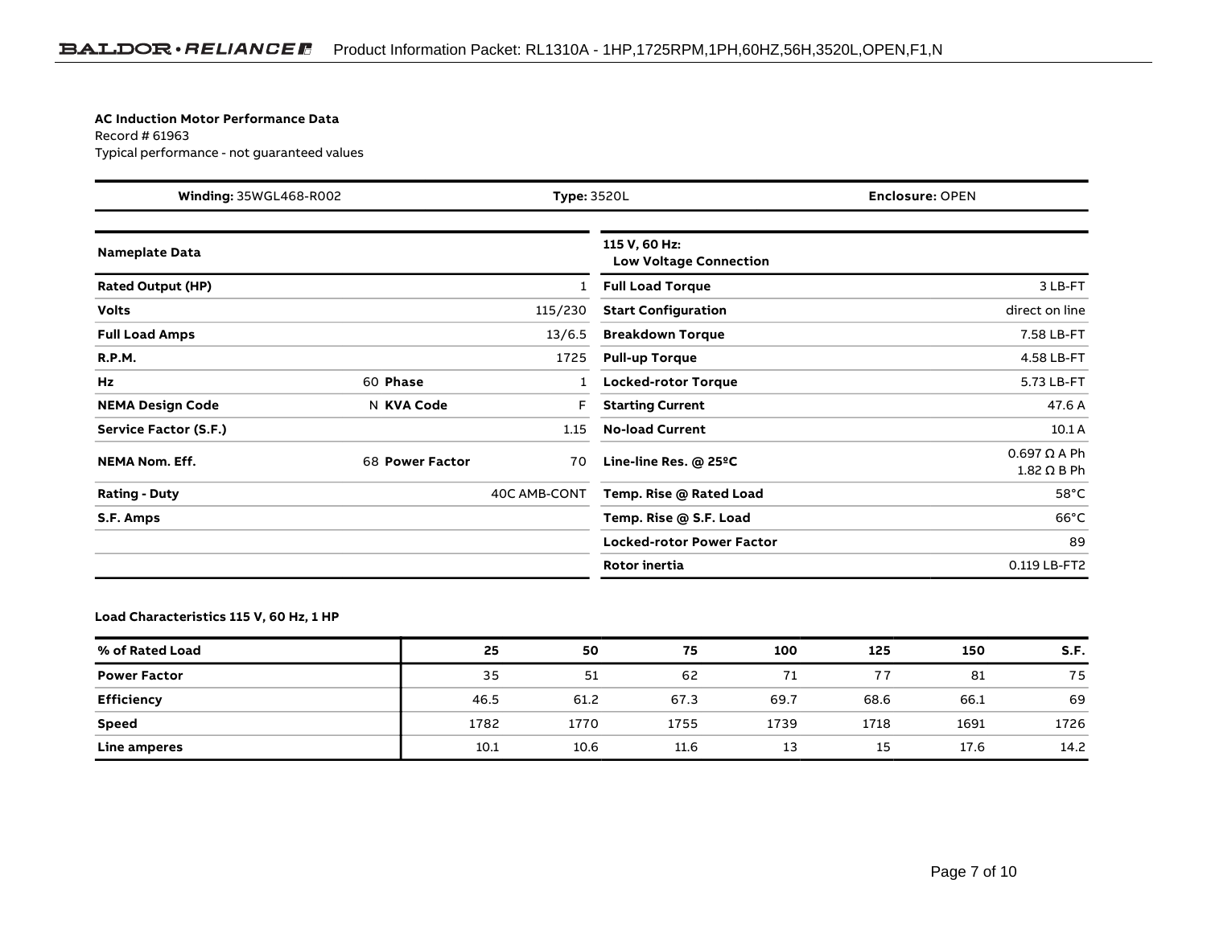**AC Induction Motor Performance Data**
Record # 61963
Typical performance - not guaranteed values

| **Winding:** 35WGL468-R002 | **Type:** 3520L | **Enclosure:** OPEN |
|---|---|---|

| **Nameplate Data** | | | | **115 V, 60 Hz: Low Voltage Connection** | |
|---|---|---|---|---|---|
| **Rated Output (HP)** | | | 1 | **Full Load Torque** | 3 LB-FT |
| **Volts** | | | 115/230 | **Start Configuration** | direct on line |
| **Full Load Amps** | | | 13/6.5 | **Breakdown Torque** | 7.58 LB-FT |
| **R.P.M.** | | | 1725 | **Pull-up Torque** | 4.58 LB-FT |
| **Hz** | 60 | **Phase** | 1 | **Locked-rotor Torque** | 5.73 LB-FT |
| **NEMA Design Code** | N | **KVA Code** | F | **Starting Current** | 47.6 A |
| **Service Factor (S.F.)** | | | 1.15 | **No-load Current** | 10.1 A |
| **NEMA Nom. Eff.** | 68 | **Power Factor** | 70 | **Line-line Res. @ 25ºC** | 0.697 Ω A Ph 1.82 Ω B Ph |
| **Rating - Duty** | | | 40C AMB-CONT | **Temp. Rise @ Rated Load** | 58°C |
| **S.F. Amps** | | | | **Temp. Rise @ S.F. Load** | 66°C |
| | | | | **Locked-rotor Power Factor** | 89 |
| | | | | **Rotor inertia** | 0.119 LB-FT2 |

**Load Characteristics 115 V, 60 Hz, 1 HP**

| % of Rated Load | 25 | 50 | 75 | 100 | 125 | 150 | S.F. |
|---|---|---|---|---|---|---|---|
| **Power Factor** | 35 | 51 | 62 | 71 | 77 | 81 | 75 |
| **Efficiency** | 46.5 | 61.2 | 67.3 | 69.7 | 68.6 | 66.1 | 69 |
| **Speed** | 1782 | 1770 | 1755 | 1739 | 1718 | 1691 | 1726 |
| **Line amperes** | 10.1 | 10.6 | 11.6 | 13 | 15 | 17.6 | 14.2 |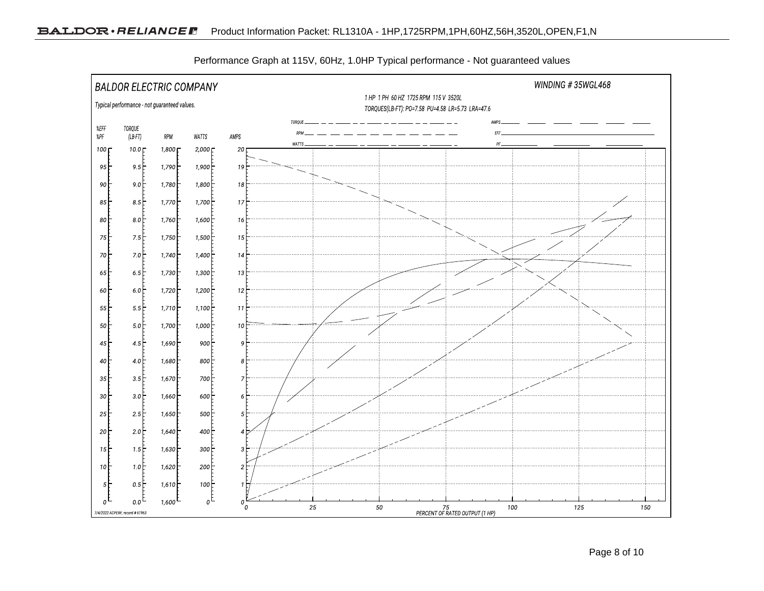Performance Graph at 115V, 60Hz, 1.0HP Typical performance - Not guaranteed values

BALDOR ELECTRIC COMPANY

WINDING # 35WGL468

Typical performance - not guaranteed values.

1 HP 1 PH 60 HZ 1725 RPM 115 V 3520L

TORQUES(LB-FT): PO=7.58 PU=4.58 LR=5.73 LRA=47.6

Legend: TORQUE, RPM, WATTS, AMPS, EFF, PF

| %EFF %PF | TORQUE (LB-FT) | RPM | WATTS | AMPS |
|---|---|---|---|---|
| 100 | 10.0 | 1,800 | 2,000 | 20 |
| 95 | 9.5 | 1,790 | 1,900 | 19 |
| 90 | 9.0 | 1,780 | 1,800 | 18 |
| 85 | 8.5 | 1,770 | 1,700 | 17 |
| 80 | 8.0 | 1,760 | 1,600 | 16 |
| 75 | 7.5 | 1,750 | 1,500 | 15 |
| 70 | 7.0 | 1,740 | 1,400 | 14 |
| 65 | 6.5 | 1,730 | 1,300 | 13 |
| 60 | 6.0 | 1,720 | 1,200 | 12 |
| 55 | 5.5 | 1,710 | 1,100 | 11 |
| 50 | 5.0 | 1,700 | 1,000 | 10 |
| 45 | 4.5 | 1,690 | 900 | 9 |
| 40 | 4.0 | 1,680 | 800 | 8 |
| 35 | 3.5 | 1,670 | 700 | 7 |
| 30 | 3.0 | 1,660 | 600 | 6 |
| 25 | 2.5 | 1,650 | 500 | 5 |
| 20 | 2.0 | 1,640 | 400 | 4 |
| 15 | 1.5 | 1,630 | 300 | 3 |
| 10 | 1.0 | 1,620 | 200 | 2 |
| 5 | 0.5 | 1,610 | 100 | 1 |
| 0 | 0.0 | 1,600 | 0 | 0 |

PERCENT OF RATED OUTPUT (1 HP): 0, 25, 50, 75, 100, 125, 150

7/4/2022 ACPERF, record # 61963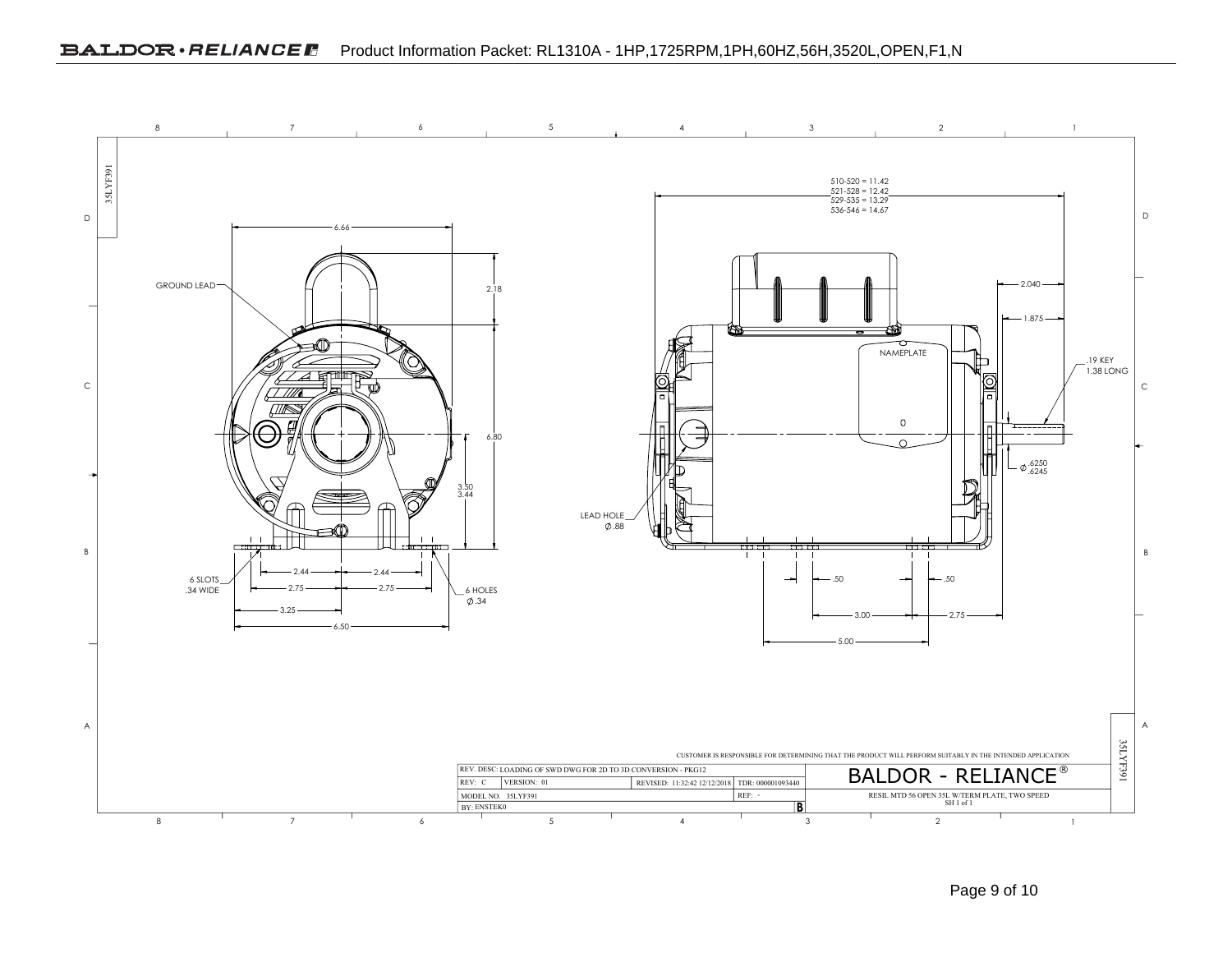35LYF391

GROUND LEAD

6.66

2.18

6.80

3.50
3.44

6 SLOTS
.34 WIDE

2.44 2.44

2.75 2.75

3.25

6.50

6 HOLES
Ø.34

510-520 = 11.42
521-528 = 12.42
529-535 = 13.29
536-546 = 14.67

2.040

1.875

NAMEPLATE

.19 KEY
1.38 LONG

Ø .6250
.6245

LEAD HOLE
Ø.88

.50 .50

3.00 2.75

5.00

CUSTOMER IS RESPONSIBLE FOR DETERMINING THAT THE PRODUCT WILL PERFORM SUITABLY IN THE INTENDED APPLICATION

| REV. DESC: LOADING OF SWD DWG FOR 2D TO 3D CONVERSION - PKG12 | | | | BALDOR - RELIANCE® |
| --- | --- | --- | --- | --- |
| REV: C | VERSION: 01 | REVISED: 11:32:42 12/12/2018 | TDR: 000001093440 | |
| MODEL NO. 35LYF391 | | | REF: - | RESIL MTD 56 OPEN 35L W/TERM PLATE, TWO SPEED SH 1 of 1 |
| BY: ENSTEK0 | | | B | |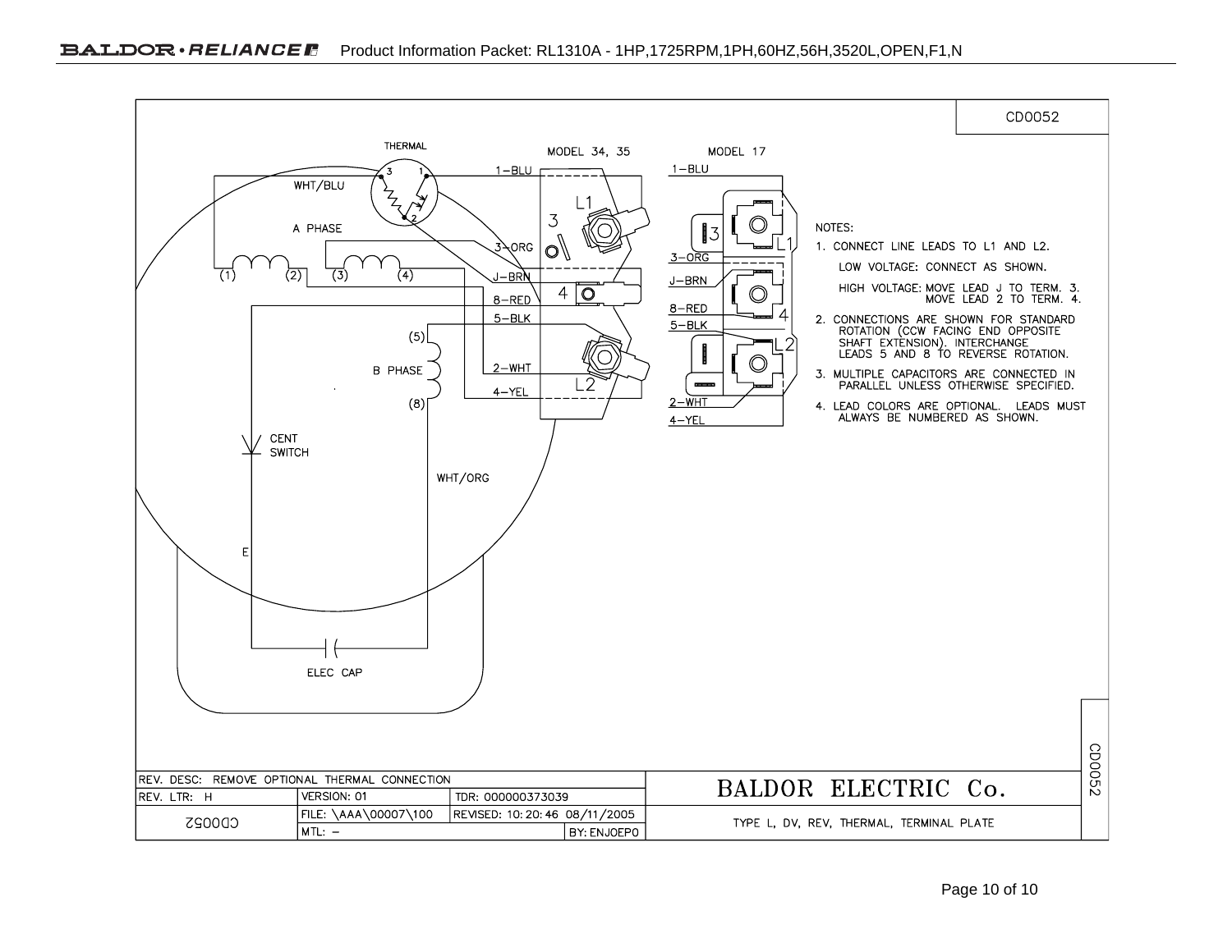CD0052

THERMAL

WHT/BLU

A PHASE

(1) (2) (3) (4)

MODEL 34, 35

1-BLU

3-ORG

J-BRN

8-RED

5-BLK

2-WHT

4-YEL

L1

3

4

L2

(5)

B PHASE

(8)

CENT SWITCH

WHT/ORG

E

ELEC CAP

MODEL 17

1-BLU

3-ORG

J-BRN

8-RED

5-BLK

2-WHT

4-YEL

NOTES:

1. CONNECT LINE LEADS TO L1 AND L2.
   LOW VOLTAGE: CONNECT AS SHOWN.
   HIGH VOLTAGE: MOVE LEAD J TO TERM. 3. MOVE LEAD 2 TO TERM. 4.
2. CONNECTIONS ARE SHOWN FOR STANDARD ROTATION (CCW FACING END OPPOSITE SHAFT EXTENSION). INTERCHANGE LEADS 5 AND 8 TO REVERSE ROTATION.
3. MULTIPLE CAPACITORS ARE CONNECTED IN PARALLEL UNLESS OTHERWISE SPECIFIED.
4. LEAD COLORS ARE OPTIONAL. LEADS MUST ALWAYS BE NUMBERED AS SHOWN.

| | | | |
|---|---|---|---|
| REV. DESC: REMOVE OPTIONAL THERMAL CONNECTION | | | BALDOR ELECTRIC Co. |
| REV. LTR: H | VERSION: 01 | TDR: 000000373039 | |
| CD0052 | FILE: \AAA\00007\100 | REVISED: 10:20:46 08/11/2005 | TYPE L, DV, REV, THERMAL, TERMINAL PLATE |
| | MTL: - | BY: ENJOEPO | |

CD0052